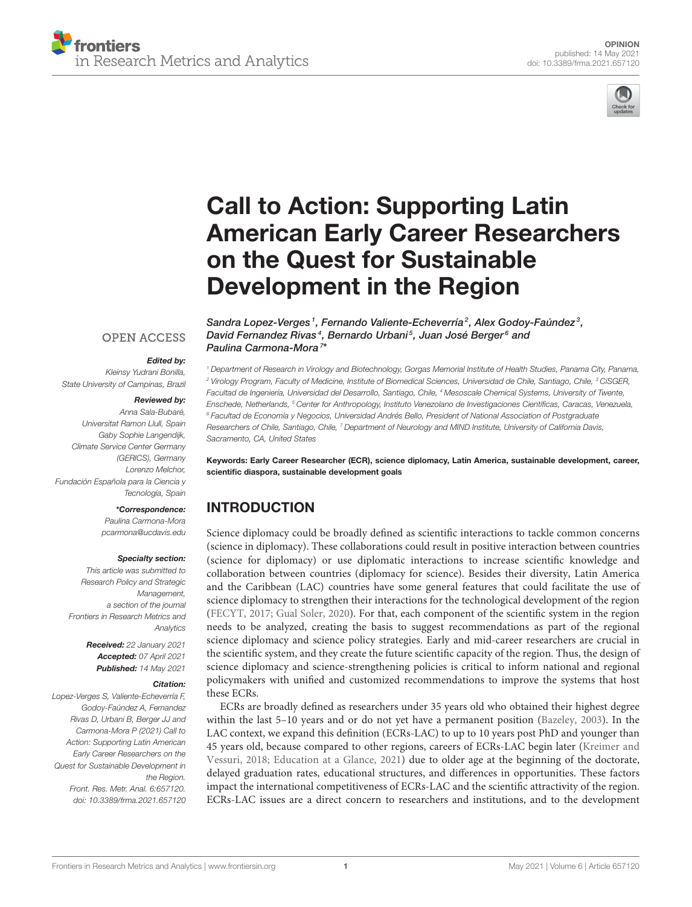OPINION
published: 14 May 2021
doi: 10.3389/frma.2021.657120

# Call to Action: Supporting Latin American Early Career Researchers on the Quest for Sustainable Development in the Region

*Sandra Lopez-Verges[1], Fernando Valiente-Echeverría[2], Alex Godoy-Faúndez[3], David Fernandez Rivas[4], Bernardo Urbani[5], Juan José Berger[6] and Paulina Carmona-Mora[7]\**

[1] Department of Research in Virology and Biotechnology, Gorgas Memorial Institute of Health Studies, Panama City, Panama, [2] Virology Program, Faculty of Medicine, Institute of Biomedical Sciences, Universidad de Chile, Santiago, Chile, [3] CiSGER, Facultad de Ingeniería, Universidad del Desarrollo, Santiago, Chile, [4] Mesoscale Chemical Systems, University of Twente, Enschede, Netherlands, [5] Center for Anthropology, Instituto Venezolano de Investigaciones Científicas, Caracas, Venezuela, [6] Facultad de Economía y Negocios, Universidad Andrés Bello, President of National Association of Postgraduate Researchers of Chile, Santiago, Chile, [7] Department of Neurology and MIND Institute, University of California Davis, Sacramento, CA, United States

OPEN ACCESS

***Edited by:***
Kleinsy Yudrani Bonilla,
State University of Campinas, Brazil

***Reviewed by:***
Anna Sala-Bubaré,
Universitat Ramon Llull, Spain
Gaby Sophie Langendijk,
Climate Service Center Germany (GERICS), Germany
Lorenzo Melchor,
Fundación Española para la Ciencia y Tecnología, Spain

***\*Correspondence:***
Paulina Carmona-Mora
pcarmona@ucdavis.edu

***Specialty section:***
This article was submitted to Research Policy and Strategic Management, a section of the journal Frontiers in Research Metrics and Analytics

***Received:*** 22 January 2021
***Accepted:*** 07 April 2021
***Published:*** 14 May 2021

***Citation:***
Lopez-Verges S, Valiente-Echeverría F, Godoy-Faúndez A, Fernandez Rivas D, Urbani B, Berger JJ and Carmona-Mora P (2021) Call to Action: Supporting Latin American Early Career Researchers on the Quest for Sustainable Development in the Region. Front. Res. Metr. Anal. 6:657120. doi: 10.3389/frma.2021.657120

**Keywords: Early Career Researcher (ECR), science diplomacy, Latin America, sustainable development, career, scientific diaspora, sustainable development goals**

## INTRODUCTION

Science diplomacy could be broadly defined as scientific interactions to tackle common concerns (science in diplomacy). These collaborations could result in positive interaction between countries (science for diplomacy) or use diplomatic interactions to increase scientific knowledge and collaboration between countries (diplomacy for science). Besides their diversity, Latin America and the Caribbean (LAC) countries have some general features that could facilitate the use of science diplomacy to strengthen their interactions for the technological development of the region (FECYT, 2017; Gual Soler, 2020). For that, each component of the scientific system in the region needs to be analyzed, creating the basis to suggest recommendations as part of the regional science diplomacy and science policy strategies. Early and mid-career researchers are crucial in the scientific system, and they create the future scientific capacity of the region. Thus, the design of science diplomacy and science-strengthening policies is critical to inform national and regional policymakers with unified and customized recommendations to improve the systems that host these ECRs.

ECRs are broadly defined as researchers under 35 years old who obtained their highest degree within the last 5–10 years and or do not yet have a permanent position (Bazeley, 2003). In the LAC context, we expand this definition (ECRs-LAC) to up to 10 years post PhD and younger than 45 years old, because compared to other regions, careers of ECRs-LAC begin later (Kreimer and Vessuri, 2018; Education at a Glance, 2021) due to older age at the beginning of the doctorate, delayed graduation rates, educational structures, and differences in opportunities. These factors impact the international competitiveness of ECRs-LAC and the scientific attractivity of the region. ECRs-LAC issues are a direct concern to researchers and institutions, and to the development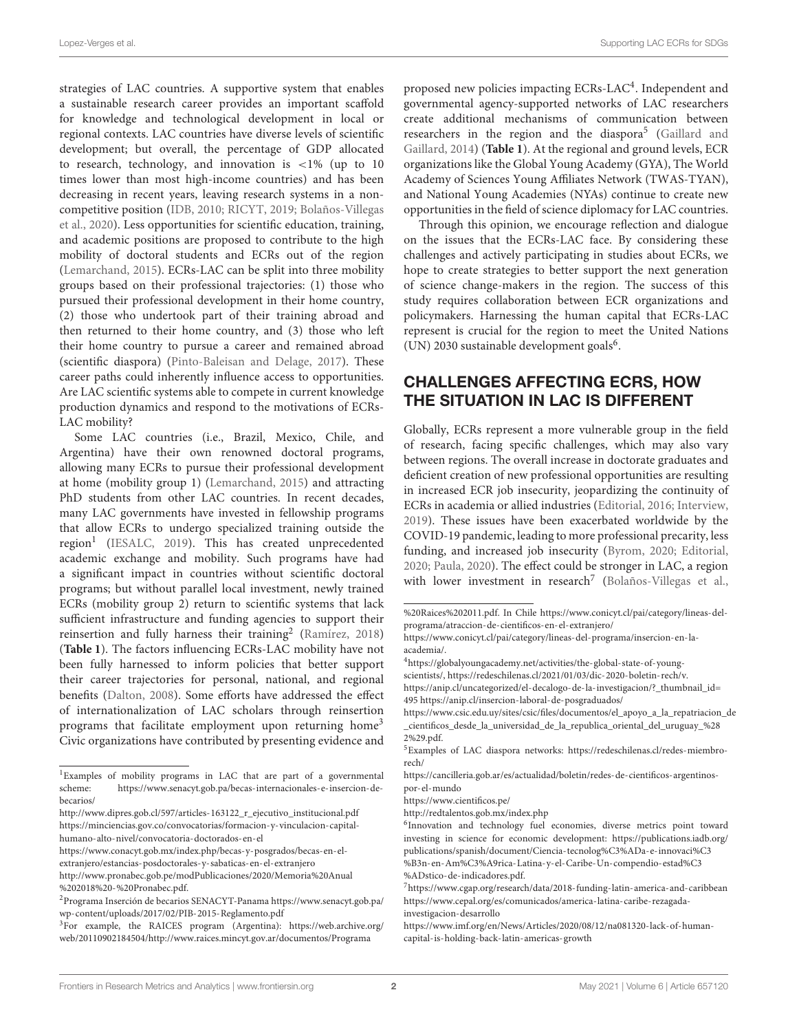strategies of LAC countries. A supportive system that enables a sustainable research career provides an important scaffold for knowledge and technological development in local or regional contexts. LAC countries have diverse levels of scientific development; but overall, the percentage of GDP allocated to research, technology, and innovation is <1% (up to 10 times lower than most high-income countries) and has been decreasing in recent years, leaving research systems in a non-competitive position (IDB, 2010; RICYT, 2019; Bolaños-Villegas et al., 2020). Less opportunities for scientific education, training, and academic positions are proposed to contribute to the high mobility of doctoral students and ECRs out of the region (Lemarchand, 2015). ECRs-LAC can be split into three mobility groups based on their professional trajectories: (1) those who pursued their professional development in their home country, (2) those who undertook part of their training abroad and then returned to their home country, and (3) those who left their home country to pursue a career and remained abroad (scientific diaspora) (Pinto-Baleisan and Delage, 2017). These career paths could inherently influence access to opportunities. Are LAC scientific systems able to compete in current knowledge production dynamics and respond to the motivations of ECRs-LAC mobility?

Some LAC countries (i.e., Brazil, Mexico, Chile, and Argentina) have their own renowned doctoral programs, allowing many ECRs to pursue their professional development at home (mobility group 1) (Lemarchand, 2015) and attracting PhD students from other LAC countries. In recent decades, many LAC governments have invested in fellowship programs that allow ECRs to undergo specialized training outside the region[1] (IESALC, 2019). This has created unprecedented academic exchange and mobility. Such programs have had a significant impact in countries without scientific doctoral programs; but without parallel local investment, newly trained ECRs (mobility group 2) return to scientific systems that lack sufficient infrastructure and funding agencies to support their reinsertion and fully harness their training[2] (Ramírez, 2018) (**Table 1**). The factors influencing ECRs-LAC mobility have not been fully harnessed to inform policies that better support their career trajectories for personal, national, and regional benefits (Dalton, 2008). Some efforts have addressed the effect of internationalization of LAC scholars through reinsertion programs that facilitate employment upon returning home[3] Civic organizations have contributed by presenting evidence and proposed new policies impacting ECRs-LAC[4]. Independent and governmental agency-supported networks of LAC researchers create additional mechanisms of communication between researchers in the region and the diaspora[5] (Gaillard and Gaillard, 2014) (**Table 1**). At the regional and ground levels, ECR organizations like the Global Young Academy (GYA), The World Academy of Sciences Young Affiliates Network (TWAS-TYAN), and National Young Academies (NYAs) continue to create new opportunities in the field of science diplomacy for LAC countries.

Through this opinion, we encourage reflection and dialogue on the issues that the ECRs-LAC face. By considering these challenges and actively participating in studies about ECRs, we hope to create strategies to better support the next generation of science change-makers in the region. The success of this study requires collaboration between ECR organizations and policymakers. Harnessing the human capital that ECRs-LAC represent is crucial for the region to meet the United Nations (UN) 2030 sustainable development goals[6].

## CHALLENGES AFFECTING ECRS, HOW THE SITUATION IN LAC IS DIFFERENT

Globally, ECRs represent a more vulnerable group in the field of research, facing specific challenges, which may also vary between regions. The overall increase in doctorate graduates and deficient creation of new professional opportunities are resulting in increased ECR job insecurity, jeopardizing the continuity of ECRs in academia or allied industries (Editorial, 2016; Interview, 2019). These issues have been exacerbated worldwide by the COVID-19 pandemic, leading to more professional precarity, less funding, and increased job insecurity (Byrom, 2020; Editorial, 2020; Paula, 2020). The effect could be stronger in LAC, a region with lower investment in research[7] (Bolaños-Villegas et al.,

---

[1]Examples of mobility programs in LAC that are part of a governmental scheme: https://www.senacyt.gob.pa/becas-internacionales-e-insercion-de-becarios/
http://www.dipres.gob.cl/597/articles-163122_r_ejecutivo_institucional.pdf
https://minciencias.gov.co/convocatorias/formacion-y-vinculacion-capital-humano-alto-nivel/convocatoria-doctorados-en-el
https://www.conacyt.gob.mx/index.php/becas-y-posgrados/becas-en-el-extranjero/estancias-posdoctorales-y-sabaticas-en-el-extranjero
http://www.pronabec.gob.pe/modPublicaciones/2020/Memoria%20Anual%202018%20-%20Pronabec.pdf.

[2]Programa Inserción de becarios SENACYT-Panama https://www.senacyt.gob.pa/wp-content/uploads/2017/02/PIB-2015-Reglamento.pdf

[3]For example, the RAICES program (Argentina): https://web.archive.org/web/20110902184504/http://www.raices.mincyt.gov.ar/documentos/Programa%20Raices%202011.pdf. In Chile https://www.conicyt.cl/pai/category/lineas-del-programa/atraccion-de-cientificos-en-el-extranjero/
https://www.conicyt.cl/pai/category/lineas-del-programa/insercion-en-la-academia/.

[4]https://globalyoungacademy.net/activities/the-global-state-of-young-scientists/, https://redeschilenas.cl/2021/01/03/dic-2020-boletin-rech/v.
https://anip.cl/uncategorized/el-decalogo-de-la-investigacion/?_thumbnail_id=495 https://anip.cl/insercion-laboral-de-posgraduados/
https://www.csic.edu.uy/sites/csic/files/documentos/el_apoyo_a_la_repatriacion_de_cientificos_desde_la_universidad_de_la_republica_oriental_del_uruguay_%282%29.pdf.

[5]Examples of LAC diaspora networks: https://redeschilenas.cl/redes-miembro-rech/
https://cancilleria.gob.ar/es/actualidad/boletin/redes-de-cientificos-argentinos-por-el-mundo
https://www.cientificos.pe/
http://redtalentos.gob.mx/index.php

[6]Innovation and technology fuel economies, diverse metrics point toward investing in science for economic development: https://publications.iadb.org/publications/spanish/document/Ciencia-tecnolog%C3%ADa-e-innovaci%C3%B3n-en-Am%C3%A9rica-Latina-y-el-Caribe-Un-compendio-estad%C3%ADstico-de-indicadores.pdf.

[7]https://www.cgap.org/research/data/2018-funding-latin-america-and-caribbean
https://www.cepal.org/es/comunicados/america-latina-caribe-rezagada-investigacion-desarrollo
https://www.imf.org/en/News/Articles/2020/08/12/na081320-lack-of-human-capital-is-holding-back-latin-americas-growth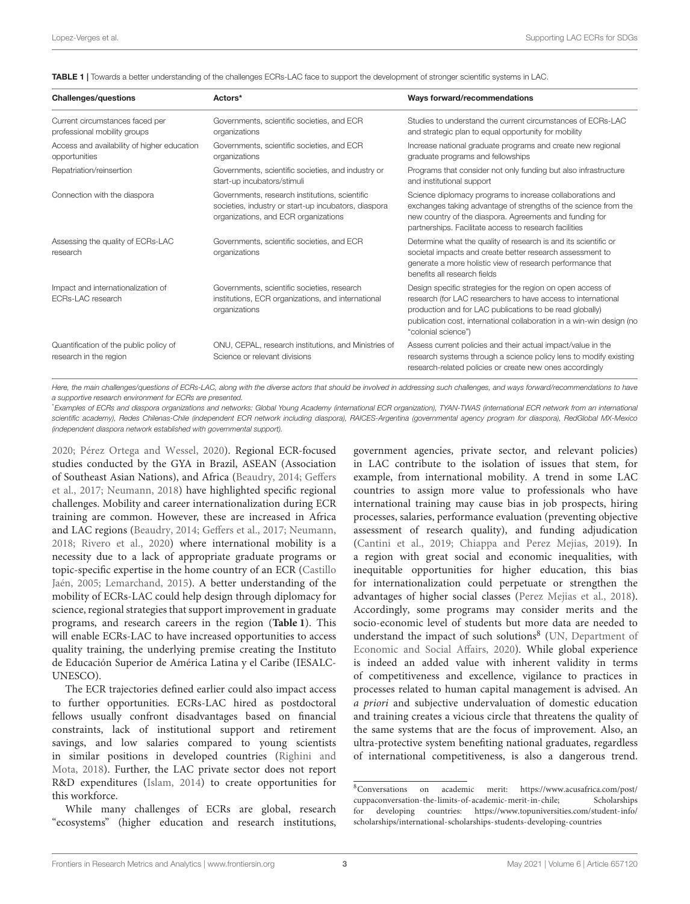**TABLE 1 |** Towards a better understanding of the challenges ECRs-LAC face to support the development of stronger scientific systems in LAC.

| Challenges/questions | Actors* | Ways forward/recommendations |
|---|---|---|
| Current circumstances faced per professional mobility groups | Governments, scientific societies, and ECR organizations | Studies to understand the current circumstances of ECRs-LAC and strategic plan to equal opportunity for mobility |
| Access and availability of higher education opportunities | Governments, scientific societies, and ECR organizations | Increase national graduate programs and create new regional graduate programs and fellowships |
| Repatriation/reinsertion | Governments, scientific societies, and industry or start-up incubators/stimuli | Programs that consider not only funding but also infrastructure and institutional support |
| Connection with the diaspora | Governments, research institutions, scientific societies, industry or start-up incubators, diaspora organizations, and ECR organizations | Science diplomacy programs to increase collaborations and exchanges taking advantage of strengths of the science from the new country of the diaspora. Agreements and funding for partnerships. Facilitate access to research facilities |
| Assessing the quality of ECRs-LAC research | Governments, scientific societies, and ECR organizations | Determine what the quality of research is and its scientific or societal impacts and create better research assessment to generate a more holistic view of research performance that benefits all research fields |
| Impact and internationalization of ECRs-LAC research | Governments, scientific societies, research institutions, ECR organizations, and international organizations | Design specific strategies for the region on open access of research (for LAC researchers to have access to international production and for LAC publications to be read globally) publication cost, international collaboration in a win-win design (no "colonial science") |
| Quantification of the public policy of research in the region | ONU, CEPAL, research institutions, and Ministries of Science or relevant divisions | Assess current policies and their actual impact/value in the research systems through a science policy lens to modify existing research-related policies or create new ones accordingly |

*Here, the main challenges/questions of ECRs-LAC, along with the diverse actors that should be involved in addressing such challenges, and ways forward/recommendations to have a supportive research environment for ECRs are presented.*

*\*Examples of ECRs and diaspora organizations and networks: Global Young Academy (international ECR organization), TYAN-TWAS (international ECR network from an international scientific academy), Redes Chilenas-Chile (independent ECR network including diaspora), RAICES-Argentina (governmental agency program for diaspora), RedGlobal MX-Mexico (independent diaspora network established with governmental support).*

2020; Pérez Ortega and Wessel, 2020). Regional ECR-focused studies conducted by the GYA in Brazil, ASEAN (Association of Southeast Asian Nations), and Africa (Beaudry, 2014; Geffers et al., 2017; Neumann, 2018) have highlighted specific regional challenges. Mobility and career internationalization during ECR training are common. However, these are increased in Africa and LAC regions (Beaudry, 2014; Geffers et al., 2017; Neumann, 2018; Rivero et al., 2020) where international mobility is a necessity due to a lack of appropriate graduate programs or topic-specific expertise in the home country of an ECR (Castillo Jaén, 2005; Lemarchand, 2015). A better understanding of the mobility of ECRs-LAC could help design through diplomacy for science, regional strategies that support improvement in graduate programs, and research careers in the region (**Table 1**). This will enable ECRs-LAC to have increased opportunities to access quality training, the underlying premise creating the Instituto de Educación Superior de América Latina y el Caribe (IESALC-UNESCO).

The ECR trajectories defined earlier could also impact access to further opportunities. ECRs-LAC hired as postdoctoral fellows usually confront disadvantages based on financial constraints, lack of institutional support and retirement savings, and low salaries compared to young scientists in similar positions in developed countries (Righini and Mota, 2018). Further, the LAC private sector does not report R&D expenditures (Islam, 2014) to create opportunities for this workforce.

While many challenges of ECRs are global, research "ecosystems" (higher education and research institutions, government agencies, private sector, and relevant policies) in LAC contribute to the isolation of issues that stem, for example, from international mobility. A trend in some LAC countries to assign more value to professionals who have international training may cause bias in job prospects, hiring processes, salaries, performance evaluation (preventing objective assessment of research quality), and funding adjudication (Cantini et al., 2019; Chiappa and Perez Mejias, 2019). In a region with great social and economic inequalities, with inequitable opportunities for higher education, this bias for internationalization could perpetuate or strengthen the advantages of higher social classes (Perez Mejias et al., 2018). Accordingly, some programs may consider merits and the socio-economic level of students but more data are needed to understand the impact of such solutions[8] (UN, Department of Economic and Social Affairs, 2020). While global experience is indeed an added value with inherent validity in terms of competitiveness and excellence, vigilance to practices in processes related to human capital management is advised. An *a priori* and subjective undervaluation of domestic education and training creates a vicious circle that threatens the quality of the same systems that are the focus of improvement. Also, an ultra-protective system benefiting national graduates, regardless of international competitiveness, is also a dangerous trend.

[8]Conversations on academic merit: https://www.acusafrica.com/post/cuppaconversation-the-limits-of-academic-merit-in-chile; Scholarships for developing countries: https://www.topuniversities.com/student-info/scholarships/international-scholarships-students-developing-countries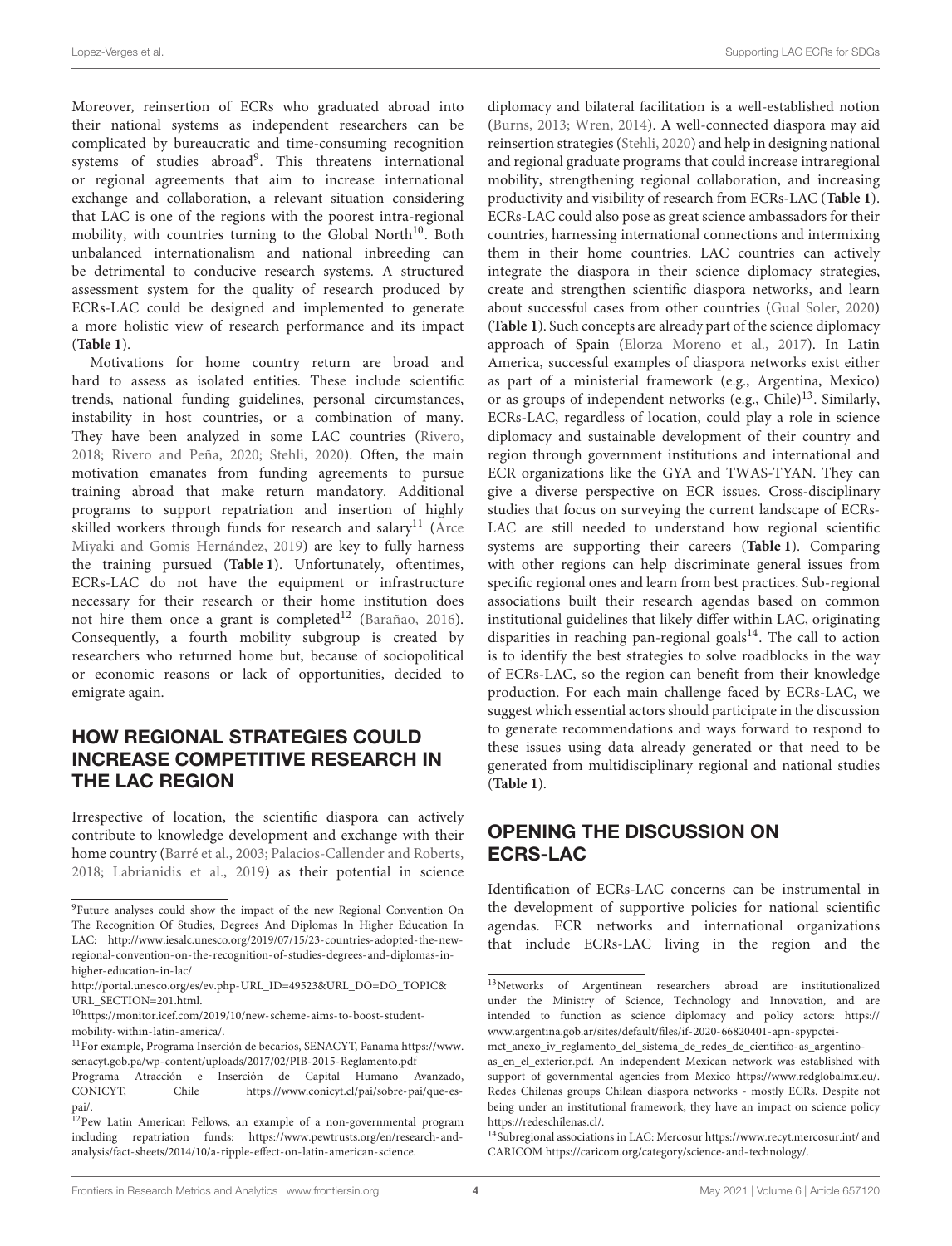Moreover, reinsertion of ECRs who graduated abroad into their national systems as independent researchers can be complicated by bureaucratic and time-consuming recognition systems of studies abroad[9]. This threatens international or regional agreements that aim to increase international exchange and collaboration, a relevant situation considering that LAC is one of the regions with the poorest intra-regional mobility, with countries turning to the Global North[10]. Both unbalanced internationalism and national inbreeding can be detrimental to conducive research systems. A structured assessment system for the quality of research produced by ECRs-LAC could be designed and implemented to generate a more holistic view of research performance and its impact (**Table 1**).

Motivations for home country return are broad and hard to assess as isolated entities. These include scientific trends, national funding guidelines, personal circumstances, instability in host countries, or a combination of many. They have been analyzed in some LAC countries (Rivero, 2018; Rivero and Peña, 2020; Stehli, 2020). Often, the main motivation emanates from funding agreements to pursue training abroad that make return mandatory. Additional programs to support repatriation and insertion of highly skilled workers through funds for research and salary[11] (Arce Miyaki and Gomis Hernández, 2019) are key to fully harness the training pursued (**Table 1**). Unfortunately, oftentimes, ECRs-LAC do not have the equipment or infrastructure necessary for their research or their home institution does not hire them once a grant is completed[12] (Barañao, 2016). Consequently, a fourth mobility subgroup is created by researchers who returned home but, because of sociopolitical or economic reasons or lack of opportunities, decided to emigrate again.

## HOW REGIONAL STRATEGIES COULD INCREASE COMPETITIVE RESEARCH IN THE LAC REGION

Irrespective of location, the scientific diaspora can actively contribute to knowledge development and exchange with their home country (Barré et al., 2003; Palacios-Callender and Roberts, 2018; Labrianidis et al., 2019) as their potential in science diplomacy and bilateral facilitation is a well-established notion (Burns, 2013; Wren, 2014). A well-connected diaspora may aid reinsertion strategies (Stehli, 2020) and help in designing national and regional graduate programs that could increase intraregional mobility, strengthening regional collaboration, and increasing productivity and visibility of research from ECRs-LAC (**Table 1**). ECRs-LAC could also pose as great science ambassadors for their countries, harnessing international connections and intermixing them in their home countries. LAC countries can actively integrate the diaspora in their science diplomacy strategies, create and strengthen scientific diaspora networks, and learn about successful cases from other countries (Gual Soler, 2020) (**Table 1**). Such concepts are already part of the science diplomacy approach of Spain (Elorza Moreno et al., 2017). In Latin America, successful examples of diaspora networks exist either as part of a ministerial framework (e.g., Argentina, Mexico) or as groups of independent networks (e.g., Chile)[13]. Similarly, ECRs-LAC, regardless of location, could play a role in science diplomacy and sustainable development of their country and region through government institutions and international and ECR organizations like the GYA and TWAS-TYAN. They can give a diverse perspective on ECR issues. Cross-disciplinary studies that focus on surveying the current landscape of ECRs-LAC are still needed to understand how regional scientific systems are supporting their careers (**Table 1**). Comparing with other regions can help discriminate general issues from specific regional ones and learn from best practices. Sub-regional associations built their research agendas based on common institutional guidelines that likely differ within LAC, originating disparities in reaching pan-regional goals[14]. The call to action is to identify the best strategies to solve roadblocks in the way of ECRs-LAC, so the region can benefit from their knowledge production. For each main challenge faced by ECRs-LAC, we suggest which essential actors should participate in the discussion to generate recommendations and ways forward to respond to these issues using data already generated or that need to be generated from multidisciplinary regional and national studies (**Table 1**).

## OPENING THE DISCUSSION ON ECRS-LAC

Identification of ECRs-LAC concerns can be instrumental in the development of supportive policies for national scientific agendas. ECR networks and international organizations that include ECRs-LAC living in the region and the

---

[9]Future analyses could show the impact of the new Regional Convention On The Recognition Of Studies, Degrees And Diplomas In Higher Education In LAC: http://www.iesalc.unesco.org/2019/07/15/23-countries-adopted-the-new-regional-convention-on-the-recognition-of-studies-degrees-and-diplomas-in-higher-education-in-lac/

http://portal.unesco.org/es/ev.php-URL_ID=49523&URL_DO=DO_TOPIC&URL_SECTION=201.html.

[10]https://monitor.icef.com/2019/10/new-scheme-aims-to-boost-student-mobility-within-latin-america/.

[11]For example, Programa Inserción de becarios, SENACYT, Panama https://www.senacyt.gob.pa/wp-content/uploads/2017/02/PIB-2015-Reglamento.pdf

Programa Atracción e Inserción de Capital Humano Avanzado, CONICYT, Chile https://www.conicyt.cl/pai/sobre-pai/que-es-pai/.

[12]Pew Latin American Fellows, an example of a non-governmental program including repatriation funds: https://www.pewtrusts.org/en/research-and-analysis/fact-sheets/2014/10/a-ripple-effect-on-latin-american-science.

[13]Networks of Argentinean researchers abroad are institutionalized under the Ministry of Science, Technology and Innovation, and are intended to function as science diplomacy and policy actors: https://www.argentina.gob.ar/sites/default/files/if-2020-66820401-apn-spypctei-mct_anexo_iv_reglamento_del_sistema_de_redes_de_cientifico-as_argentino-as_en_el_exterior.pdf. An independent Mexican network was established with support of governmental agencies from Mexico https://www.redglobalmx.eu/. Redes Chilenas groups Chilean diaspora networks - mostly ECRs. Despite not being under an institutional framework, they have an impact on science policy https://redeschilenas.cl/.

[14]Subregional associations in LAC: Mercosur https://www.recyt.mercosur.int/ and CARICOM https://caricom.org/category/science-and-technology/.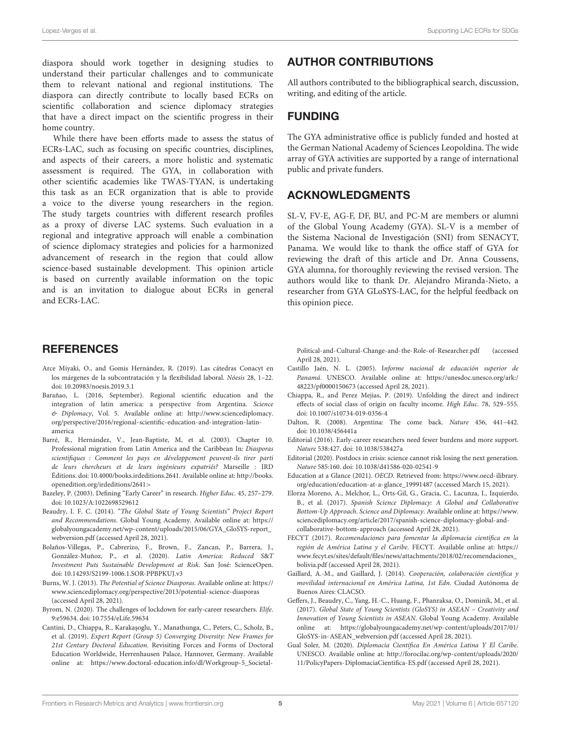diaspora should work together in designing studies to understand their particular challenges and to communicate them to relevant national and regional institutions. The diaspora can directly contribute to locally based ECRs on scientific collaboration and science diplomacy strategies that have a direct impact on the scientific progress in their home country.

While there have been efforts made to assess the status of ECRs-LAC, such as focusing on specific countries, disciplines, and aspects of their careers, a more holistic and systematic assessment is required. The GYA, in collaboration with other scientific academies like TWAS-TYAN, is undertaking this task as an ECR organization that is able to provide a voice to the diverse young researchers in the region. The study targets countries with different research profiles as a proxy of diverse LAC systems. Such evaluation in a regional and integrative approach will enable a combination of science diplomacy strategies and policies for a harmonized advancement of research in the region that could allow science-based sustainable development. This opinion article is based on currently available information on the topic and is an invitation to dialogue about ECRs in general and ECRs-LAC.

## AUTHOR CONTRIBUTIONS

All authors contributed to the bibliographical search, discussion, writing, and editing of the article.

## FUNDING

The GYA administrative office is publicly funded and hosted at the German National Academy of Sciences Leopoldina. The wide array of GYA activities are supported by a range of international public and private funders.

## ACKNOWLEDGMENTS

SL-V, FV-E, AG-F, DF, BU, and PC-M are members or alumni of the Global Young Academy (GYA). SL-V is a member of the Sistema Nacional de Investigación (SNI) from SENACYT, Panama. We would like to thank the office staff of GYA for reviewing the draft of this article and Dr. Anna Coussens, GYA alumna, for thoroughly reviewing the revised version. The authors would like to thank Dr. Alejandro Miranda-Nieto, a researcher from GYA GLoSYS-LAC, for the helpful feedback on this opinion piece.

## REFERENCES

Arce Miyaki, O., and Gomis Hernández, R. (2019). Las cátedras Conacyt en los márgenes de la subcontratación y la flexibilidad laboral. *Nóesis* 28, 1–22. doi: 10.20983/noesis.2019.3.1

Barañao, L. (2016, September). Regional scientific education and the integration of latin america: a perspective from Argentina. *Science & Diplomacy*, Vol. 5. Available online at: http://www.sciencediplomacy.org/perspective/2016/regional-scientific-education-and-integration-latin-america

Barré, R., Hernández, V., Jean-Baptiste, M, et al. (2003). Chapter 10. Professional migration from Latin America and the Caribbean In: *Diasporas scientifiques : Comment les pays en développement peuvent-ils tirer parti de leurs chercheurs et de leurs ingénieurs expatriés?* Marseille : IRD Éditions. doi: 10.4000/books.irdeditions.2641. Available online at: http://books.openedition.org/irdeditions/2641>

Bazeley, P. (2003). Defining "Early Career" in research. *Higher Educ.* 45, 257–279. doi: 10.1023/A:1022698529612

Beaudry, I. F. C. (2014). "*The Global State of Young Scientists" Project Report and Recommendations*. Global Young Academy. Available online at: https://globalyoungacademy.net/wp-content/uploads/2015/06/GYA_GloSYS-report_webversion.pdf (accessed April 28, 2021).

Bolaños-Villegas, P., Cabrerizo, F., Brown, F., Zancan, P., Barrera, J., González-Muñoz, P., et al. (2020). *Latin America: Reduced S&T Investment Puts Sustainable Development at Risk*. San José: ScienceOpen. doi: 10.14293/S2199-1006.1.SOR-PPBPKUJ.v3

Burns, W. J. (2013). *The Potential of Science Diasporas*. Available online at: https://www.sciencediplomacy.org/perspective/2013/potential-science-diasporas (accessed April 28, 2021).

Byrom, N. (2020). The challenges of lockdown for early-career researchers. *Elife*. 9:e59634. doi: 10.7554/eLife.59634

Cantini, D., Chiappa, R., Karakaşoglu, Y., Manathunga, C., Peters, C., Scholz, B., et al. (2019). *Expert Report (Group 5) Converging Diversity: New Frames for 21st Century Doctoral Education*. Revisiting Forces and Forms of Doctoral Education Worldwide, Herrenhausen Palace, Hannover, Germany. Available online at: https://www.doctoral-education.info/dl/Workgroup-5_Societal-Political-and-Cultural-Change-and-the-Role-of-Researcher.pdf (accessed April 28, 2021).

Castillo Jaén, N. L. (2005). I*nforme nacional de educación superior de Panamá*. UNESCO. Available online at: https://unesdoc.unesco.org/ark:/48223/pf0000150673 (accessed April 28, 2021).

Chiappa, R., and Perez Mejias, P. (2019). Unfolding the direct and indirect effects of social class of origin on faculty income. *High Educ.* 78, 529–555. doi: 10.1007/s10734-019-0356-4

Dalton, R. (2008). Argentina: The come back. *Nature* 456, 441–442. doi: 10.1038/456441a

Editorial (2016). Early-career researchers need fewer burdens and more support. *Nature* 538:427. doi: 10.1038/538427a

Editorial (2020). Postdocs in crisis: science cannot risk losing the next generation. *Nature* 585:160. doi: 10.1038/d41586-020-02541-9

Education at a Glance (2021). *OECD*. Retrieved from: https://www.oecd-ilibrary.org/education/education-at-a-glance_19991487 (accessed March 15, 2021).

Elorza Moreno, A., Melchor, L., Orts-Gil, G., Gracia, C., Lacunza, I., Izquierdo, B., et al. (2017). *Spanish Science Diplomacy: A Global and Collaborative Bottom-Up Approach. Science and Diplomacy*. Available online at: https://www.sciencediplomacy.org/article/2017/spanish-science-diplomacy-global-and-collaborative-bottom-approach (accessed April 28, 2021).

FECYT (2017). *Recomendaciones para fomentar la diplomacia científica en la región de América Latina y el Caribe*. FECYT. Available online at: https://www.fecyt.es/sites/default/files/news/attachments/2018/02/recomendaciones_bolivia.pdf (accessed April 28, 2021).

Gaillard, A.-M., and Gaillard, J. (2014). *Cooperación, colaboración científica y movilidad internacional en América Latina, 1st Edn*. Ciudad Autónoma de Buenos Aires: CLACSO.

Geffers, J., Beaudry, C., Yang, H.-C., Huang, F., Phanraksa, O., Dominik, M., et al. (2017). *Global State of Young Scientists (GloSYS) in ASEAN – Creativity and Innovation of Young Scientists in ASEAN*. Global Young Academy. Available online at: https://globalyoungacademy.net/wp-content/uploads/2017/01/GloSYS-in-ASEAN_webversion.pdf (accessed April 28, 2021).

Gual Soler, M. (2020). *Diplomacia Científica En América Latina Y El Caribe*. UNESCO. Available online at: http://forocilac.org/wp-content/uploads/2020/11/PolicyPapers-DiplomaciaCientifica-ES.pdf (accessed April 28, 2021).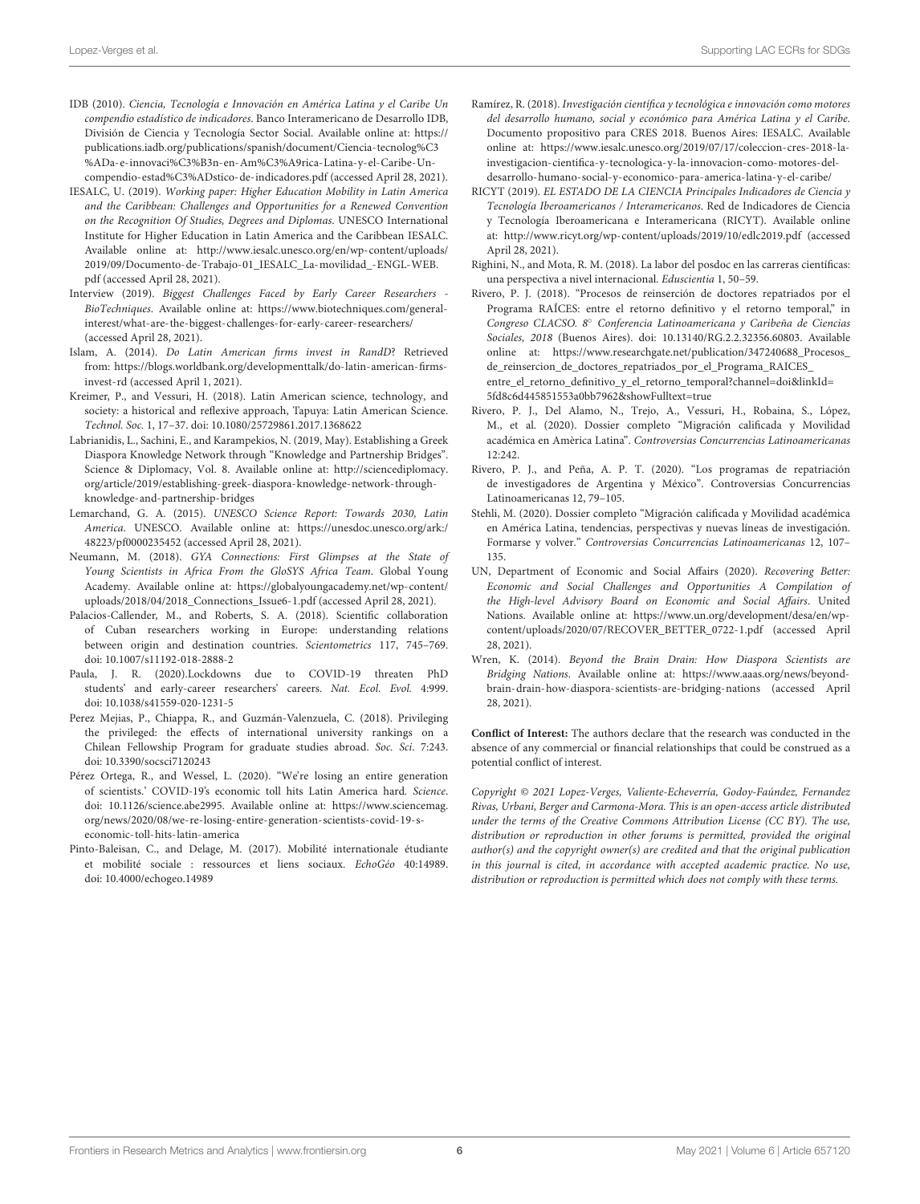IDB (2010). *Ciencia, Tecnología e Innovación en América Latina y el Caribe Un compendio estadístico de indicadores*. Banco Interamericano de Desarrollo IDB, División de Ciencia y Tecnología Sector Social. Available online at: https://publications.iadb.org/publications/spanish/document/Ciencia-tecnolog%C3%ADa-e-innovaci%C3%B3n-en-Am%C3%A9rica-Latina-y-el-Caribe-Un-compendio-estad%C3%ADstico-de-indicadores.pdf (accessed April 28, 2021).

IESALC, U. (2019). *Working paper: Higher Education Mobility in Latin America and the Caribbean: Challenges and Opportunities for a Renewed Convention on the Recognition Of Studies, Degrees and Diplomas*. UNESCO International Institute for Higher Education in Latin America and the Caribbean IESALC. Available online at: http://www.iesalc.unesco.org/en/wp-content/uploads/2019/09/Documento-de-Trabajo-01_IESALC_La-movilidad_-ENGL-WEB.pdf (accessed April 28, 2021).

Interview (2019). *Biggest Challenges Faced by Early Career Researchers - BioTechniques*. Available online at: https://www.biotechniques.com/general-interest/what-are-the-biggest-challenges-for-early-career-researchers/ (accessed April 28, 2021).

Islam, A. (2014). *Do Latin American firms invest in RandD*? Retrieved from: https://blogs.worldbank.org/developmenttalk/do-latin-american-firms-invest-rd (accessed April 1, 2021).

Kreimer, P., and Vessuri, H. (2018). Latin American science, technology, and society: a historical and reflexive approach, Tapuya: Latin American Science. *Technol. Soc.* 1, 17–37. doi: 10.1080/25729861.2017.1368622

Labrianidis, L., Sachini, E., and Karampekios, N. (2019, May). Establishing a Greek Diaspora Knowledge Network through "Knowledge and Partnership Bridges". Science & Diplomacy, Vol. 8. Available online at: http://sciencediplomacy.org/article/2019/establishing-greek-diaspora-knowledge-network-through-knowledge-and-partnership-bridges

Lemarchand, G. A. (2015). *UNESCO Science Report: Towards 2030, Latin America*. UNESCO. Available online at: https://unesdoc.unesco.org/ark:/48223/pf0000235452 (accessed April 28, 2021).

Neumann, M. (2018). *GYA Connections: First Glimpses at the State of Young Scientists in Africa From the GloSYS Africa Team*. Global Young Academy. Available online at: https://globalyoungacademy.net/wp-content/uploads/2018/04/2018_Connections_Issue6-1.pdf (accessed April 28, 2021).

Palacios-Callender, M., and Roberts, S. A. (2018). Scientific collaboration of Cuban researchers working in Europe: understanding relations between origin and destination countries. *Scientometrics* 117, 745–769. doi: 10.1007/s11192-018-2888-2

Paula, J. R. (2020).Lockdowns due to COVID-19 threaten PhD students' and early-career researchers' careers. *Nat. Ecol. Evol.* 4:999. doi: 10.1038/s41559-020-1231-5

Perez Mejias, P., Chiappa, R., and Guzmán-Valenzuela, C. (2018). Privileging the privileged: the effects of international university rankings on a Chilean Fellowship Program for graduate studies abroad. *Soc. Sci.* 7:243. doi: 10.3390/socsci7120243

Pérez Ortega, R., and Wessel, L. (2020). "We're losing an entire generation of scientists.' COVID-19's economic toll hits Latin America hard. *Science*. doi: 10.1126/science.abe2995. Available online at: https://www.sciencemag.org/news/2020/08/we-re-losing-entire-generation-scientists-covid-19-s-economic-toll-hits-latin-america

Pinto-Baleisan, C., and Delage, M. (2017). Mobilité internationale étudiante et mobilité sociale : ressources et liens sociaux. *EchoGéo* 40:14989. doi: 10.4000/echogeo.14989

Ramírez, R. (2018). *Investigación científica y tecnológica e innovación como motores del desarrollo humano, social y económico para América Latina y el Caribe*. Documento propositivo para CRES 2018. Buenos Aires: IESALC. Available online at: https://www.iesalc.unesco.org/2019/07/17/coleccion-cres-2018-la-investigacion-cientifica-y-tecnologica-y-la-innovacion-como-motores-del-desarrollo-humano-social-y-economico-para-america-latina-y-el-caribe/

RICYT (2019). *EL ESTADO DE LA CIENCIA Principales Indicadores de Ciencia y Tecnología Iberoamericanos / Interamericanos*. Red de Indicadores de Ciencia y Tecnología Iberoamericana e Interamericana (RICYT). Available online at: http://www.ricyt.org/wp-content/uploads/2019/10/edlc2019.pdf (accessed April 28, 2021).

Righini, N., and Mota, R. M. (2018). La labor del posdoc en las carreras científicas: una perspectiva a nivel internacional. *Eduscientia* 1, 50–59.

Rivero, P. J. (2018). "Procesos de reinserción de doctores repatriados por el Programa RAÍCES: entre el retorno definitivo y el retorno temporal," in *Congreso CLACSO. 8° Conferencia Latinoamericana y Caribeña de Ciencias Sociales, 2018* (Buenos Aires). doi: 10.13140/RG.2.2.32356.60803. Available online at: https://www.researchgate.net/publication/347240688_Procesos_de_reinsercion_de_doctores_repatriados_por_el_Programa_RAICES_entre_el_retorno_definitivo_y_el_retorno_temporal?channel=doi&linkId=5fd8c6d445851553a0bb7962&showFulltext=true

Rivero, P. J., Del Alamo, N., Trejo, A., Vessuri, H., Robaina, S., López, M., et al. (2020). Dossier completo "Migración calificada y Movilidad académica en Amèrica Latina". *Controversias Concurrencias Latinoamericanas* 12:242.

Rivero, P. J., and Peña, A. P. T. (2020). "Los programas de repatriación de investigadores de Argentina y México". Controversias Concurrencias Latinoamericanas 12, 79–105.

Stehli, M. (2020). Dossier completo "Migración calificada y Movilidad académica en América Latina, tendencias, perspectivas y nuevas líneas de investigación. Formarse y volver." *Controversias Concurrencias Latinoamericanas* 12, 107–135.

UN, Department of Economic and Social Affairs (2020). *Recovering Better: Economic and Social Challenges and Opportunities A Compilation of the High-level Advisory Board on Economic and Social Affairs*. United Nations. Available online at: https://www.un.org/development/desa/en/wp-content/uploads/2020/07/RECOVER_BETTER_0722-1.pdf (accessed April 28, 2021).

Wren, K. (2014). *Beyond the Brain Drain: How Diaspora Scientists are Bridging Nations*. Available online at: https://www.aaas.org/news/beyond-brain-drain-how-diaspora-scientists-are-bridging-nations (accessed April 28, 2021).

**Conflict of Interest:** The authors declare that the research was conducted in the absence of any commercial or financial relationships that could be construed as a potential conflict of interest.

*Copyright © 2021 Lopez-Verges, Valiente-Echeverría, Godoy-Faúndez, Fernandez Rivas, Urbani, Berger and Carmona-Mora. This is an open-access article distributed under the terms of the Creative Commons Attribution License (CC BY). The use, distribution or reproduction in other forums is permitted, provided the original author(s) and the copyright owner(s) are credited and that the original publication in this journal is cited, in accordance with accepted academic practice. No use, distribution or reproduction is permitted which does not comply with these terms.*